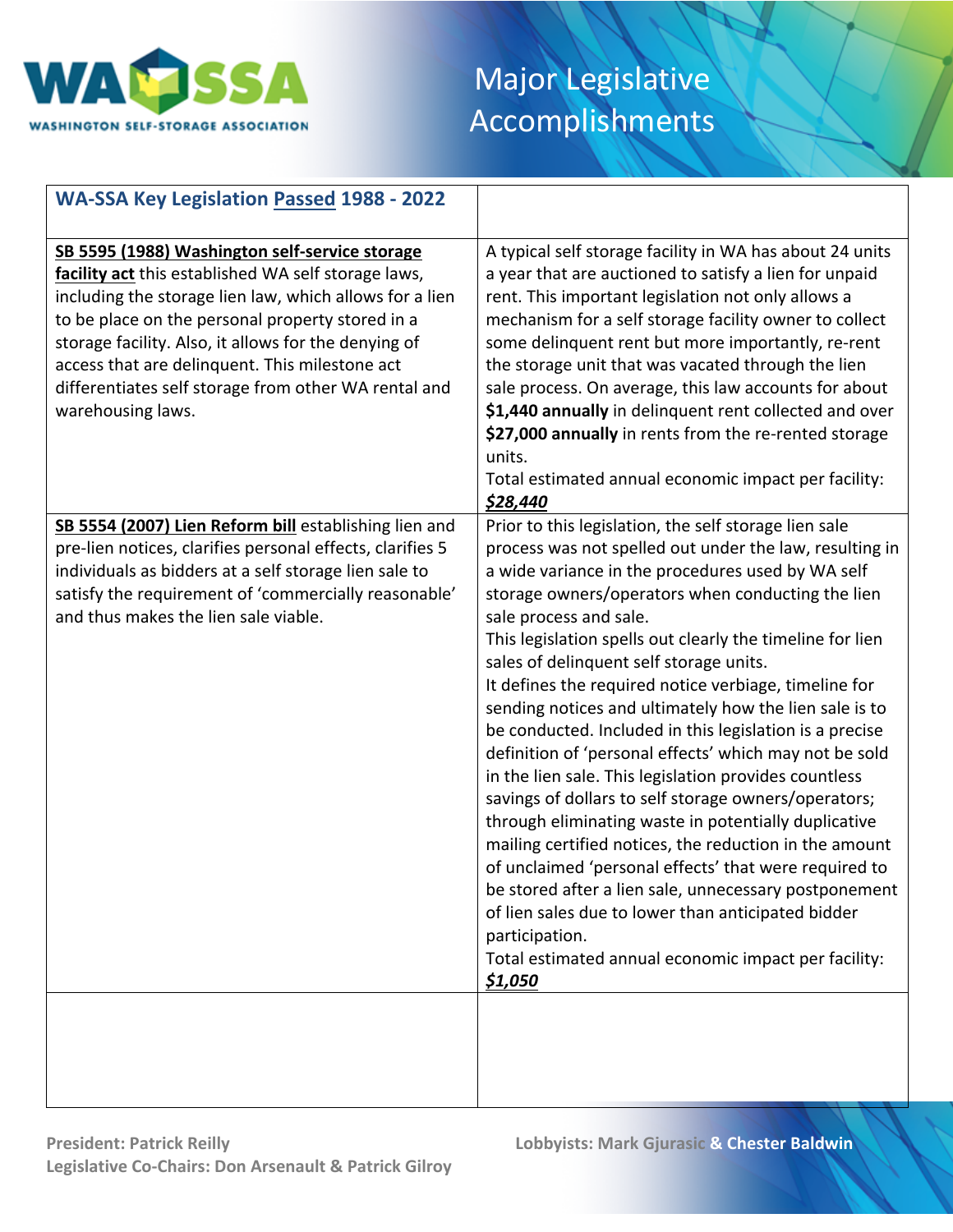# Major Legislative Accomplishments

WASHINGTON SELF-STORAGE ASSOCIATION

| WA-SSA Key Legislation Passed 1988 - 2022 | |
|---|---|
| **SB 5595 (1988) Washington self-service storage facility act** this established WA self storage laws, including the storage lien law, which allows for a lien to be place on the personal property stored in a storage facility. Also, it allows for the denying of access that are delinquent. This milestone act differentiates self storage from other WA rental and warehousing laws. | A typical self storage facility in WA has about 24 units a year that are auctioned to satisfy a lien for unpaid rent. This important legislation not only allows a mechanism for a self storage facility owner to collect some delinquent rent but more importantly, re-rent the storage unit that was vacated through the lien sale process. On average, this law accounts for about **$1,440 annually** in delinquent rent collected and over **$27,000 annually** in rents from the re-rented storage units.<br>Total estimated annual economic impact per facility: ***$28,440*** |
| **SB 5554 (2007) Lien Reform bill** establishing lien and pre-lien notices, clarifies personal effects, clarifies 5 individuals as bidders at a self storage lien sale to satisfy the requirement of 'commercially reasonable' and thus makes the lien sale viable. | Prior to this legislation, the self storage lien sale process was not spelled out under the law, resulting in a wide variance in the procedures used by WA self storage owners/operators when conducting the lien sale process and sale.<br>This legislation spells out clearly the timeline for lien sales of delinquent self storage units.<br>It defines the required notice verbiage, timeline for sending notices and ultimately how the lien sale is to be conducted. Included in this legislation is a precise definition of 'personal effects' which may not be sold in the lien sale. This legislation provides countless savings of dollars to self storage owners/operators; through eliminating waste in potentially duplicative mailing certified notices, the reduction in the amount of unclaimed 'personal effects' that were required to be stored after a lien sale, unnecessary postponement of lien sales due to lower than anticipated bidder participation.<br>Total estimated annual economic impact per facility: ***$1,050*** |
| | |

President: Patrick Reilly
Legislative Co-Chairs: Don Arsenault & Patrick Gilroy

Lobbyists: Mark Gjurasic & Chester Baldwin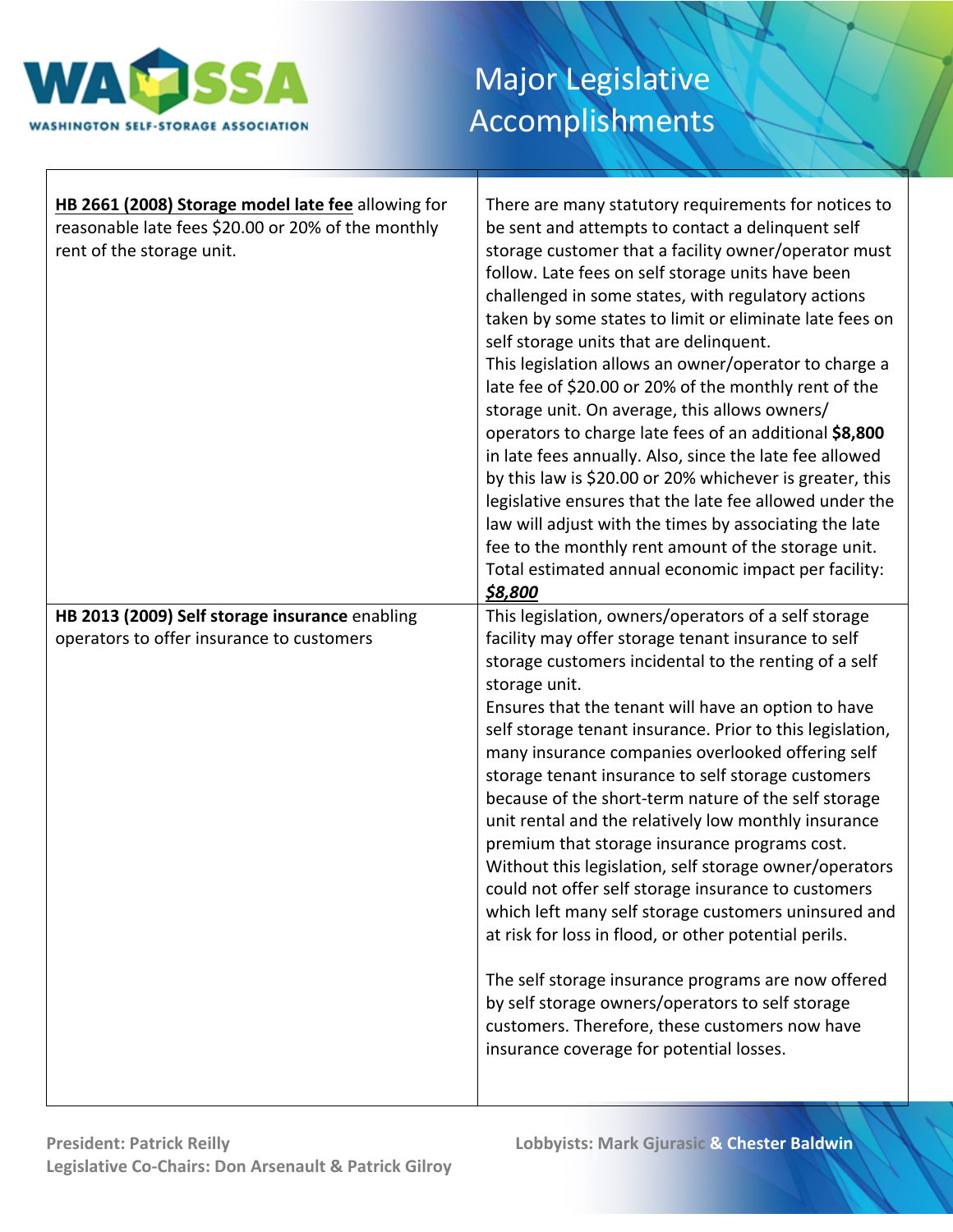# Major Legislative Accomplishments

| | |
|---|---|
| **HB 2661 (2008) Storage model late fee** allowing for reasonable late fees $20.00 or 20% of the monthly rent of the storage unit. | There are many statutory requirements for notices to be sent and attempts to contact a delinquent self storage customer that a facility owner/operator must follow. Late fees on self storage units have been challenged in some states, with regulatory actions taken by some states to limit or eliminate late fees on self storage units that are delinquent.<br>This legislation allows an owner/operator to charge a late fee of $20.00 or 20% of the monthly rent of the storage unit. On average, this allows owners/ operators to charge late fees of an additional **$8,800** in late fees annually. Also, since the late fee allowed by this law is $20.00 or 20% whichever is greater, this legislative ensures that the late fee allowed under the law will adjust with the times by associating the late fee to the monthly rent amount of the storage unit.<br>Total estimated annual economic impact per facility: ***$8,800*** |
| **HB 2013 (2009) Self storage insurance** enabling operators to offer insurance to customers | This legislation, owners/operators of a self storage facility may offer storage tenant insurance to self storage customers incidental to the renting of a self storage unit.<br>Ensures that the tenant will have an option to have self storage tenant insurance. Prior to this legislation, many insurance companies overlooked offering self storage tenant insurance to self storage customers because of the short-term nature of the self storage unit rental and the relatively low monthly insurance premium that storage insurance programs cost. Without this legislation, self storage owner/operators could not offer self storage insurance to customers which left many self storage customers uninsured and at risk for loss in flood, or other potential perils.<br><br>The self storage insurance programs are now offered by self storage owners/operators to self storage customers. Therefore, these customers now have insurance coverage for potential losses. |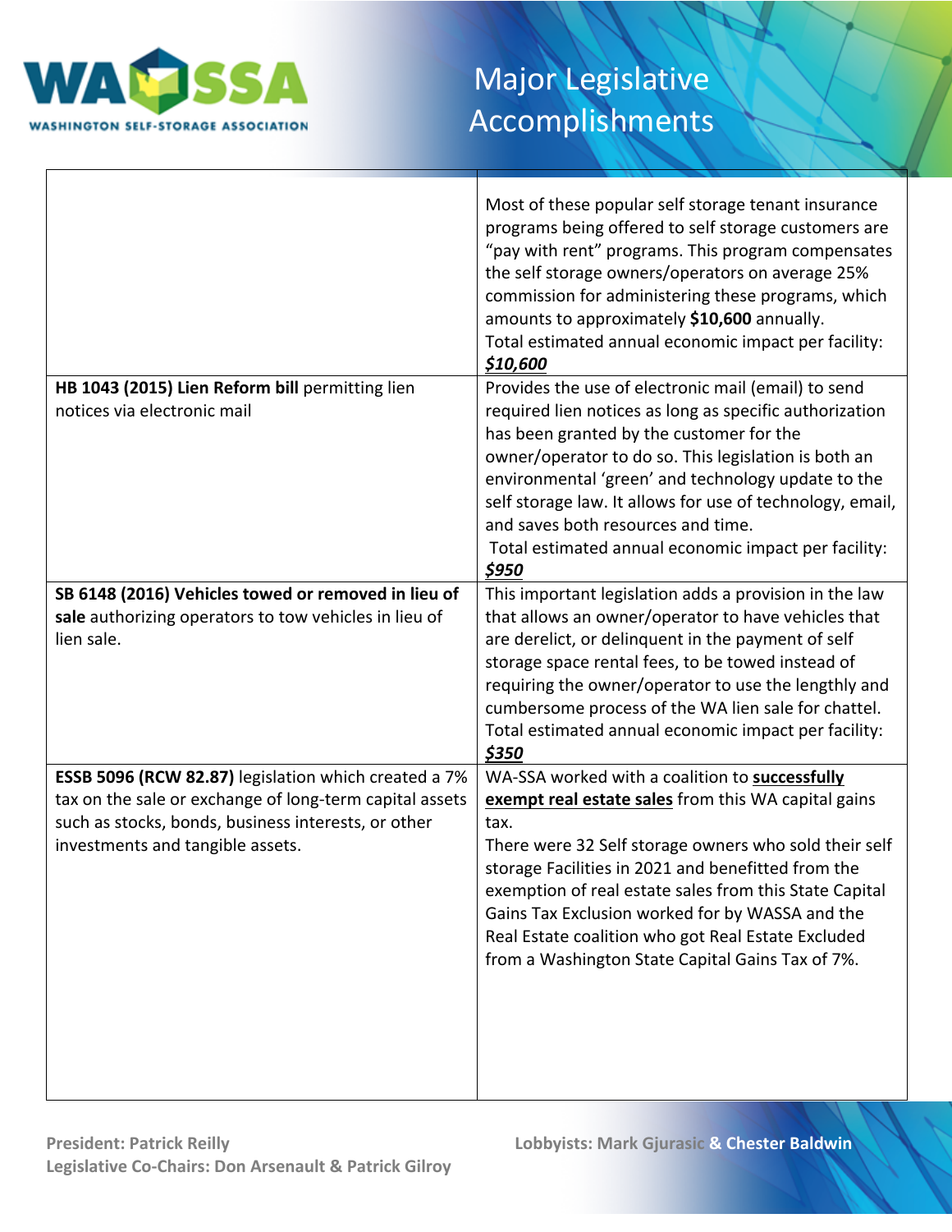# Major Legislative Accomplishments

| | |
|---|---|
| | Most of these popular self storage tenant insurance programs being offered to self storage customers are "pay with rent" programs. This program compensates the self storage owners/operators on average 25% commission for administering these programs, which amounts to approximately **$10,600** annually.<br>Total estimated annual economic impact per facility: ***$10,600*** |
| **HB 1043 (2015) Lien Reform bill** permitting lien notices via electronic mail | Provides the use of electronic mail (email) to send required lien notices as long as specific authorization has been granted by the customer for the owner/operator to do so. This legislation is both an environmental 'green' and technology update to the self storage law. It allows for use of technology, email, and saves both resources and time.<br>Total estimated annual economic impact per facility: ***$950*** |
| **SB 6148 (2016) Vehicles towed or removed in lieu of sale** authorizing operators to tow vehicles in lieu of lien sale. | This important legislation adds a provision in the law that allows an owner/operator to have vehicles that are derelict, or delinquent in the payment of self storage space rental fees, to be towed instead of requiring the owner/operator to use the lengthly and cumbersome process of the WA lien sale for chattel.<br>Total estimated annual economic impact per facility: ***$350*** |
| **ESSB 5096 (RCW 82.87)** legislation which created a 7% tax on the sale or exchange of long-term capital assets such as stocks, bonds, business interests, or other investments and tangible assets. | WA-SSA worked with a coalition to **successfully exempt real estate sales** from this WA capital gains tax.<br>There were 32 Self storage owners who sold their self storage Facilities in 2021 and benefitted from the exemption of real estate sales from this State Capital Gains Tax Exclusion worked for by WASSA and the Real Estate coalition who got Real Estate Excluded from a Washington State Capital Gains Tax of 7%. |

**President: Patrick Reilly**
**Legislative Co-Chairs: Don Arsenault & Patrick Gilroy**

**Lobbyists: Mark Gjurasic & Chester Baldwin**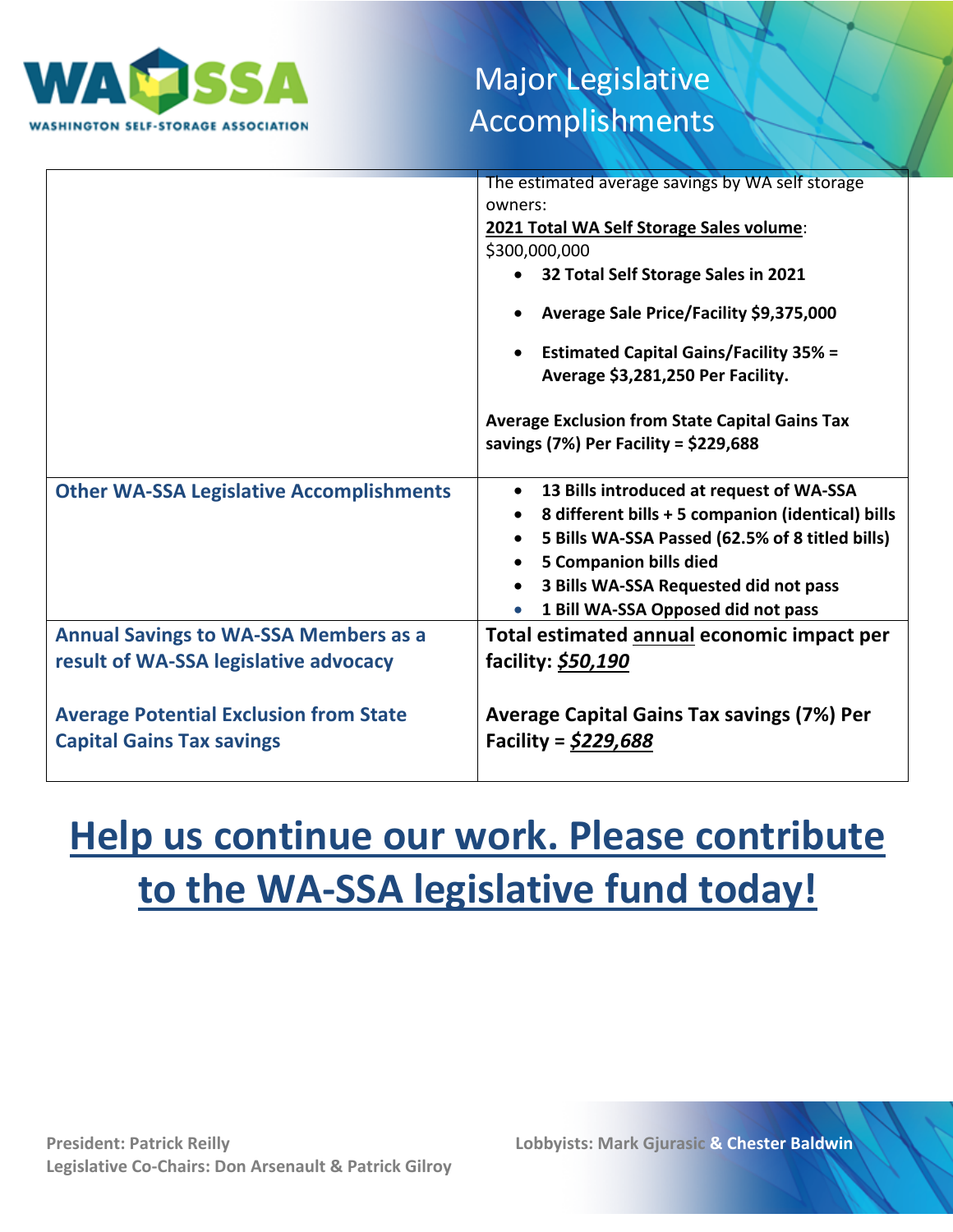# Major Legislative Accomplishments

| | |
|---|---|
| | The estimated average savings by WA self storage owners:<br>**2021 Total WA Self Storage Sales volume**: $300,000,000<br>• **32 Total Self Storage Sales in 2021**<br>• **Average Sale Price/Facility $9,375,000**<br>• **Estimated Capital Gains/Facility 35% = Average $3,281,250 Per Facility.**<br><br>**Average Exclusion from State Capital Gains Tax savings (7%) Per Facility = $229,688** |
| **Other WA-SSA Legislative Accomplishments** | • **13 Bills introduced at request of WA-SSA**<br>• **8 different bills + 5 companion (identical) bills**<br>• **5 Bills WA-SSA Passed (62.5% of 8 titled bills)**<br>• **5 Companion bills died**<br>• **3 Bills WA-SSA Requested did not pass**<br>• **1 Bill WA-SSA Opposed did not pass** |
| **Annual Savings to WA-SSA Members as a result of WA-SSA legislative advocacy**<br><br>**Average Potential Exclusion from State Capital Gains Tax savings** | **Total estimated annual economic impact per facility: *$50,190***<br><br>**Average Capital Gains Tax savings (7%) Per Facility = *$229,688*** |

## Help us continue our work. Please contribute to the WA-SSA legislative fund today!

**President: Patrick Reilly**
**Legislative Co-Chairs: Don Arsenault & Patrick Gilroy**

**Lobbyists: Mark Gjurasic & Chester Baldwin**